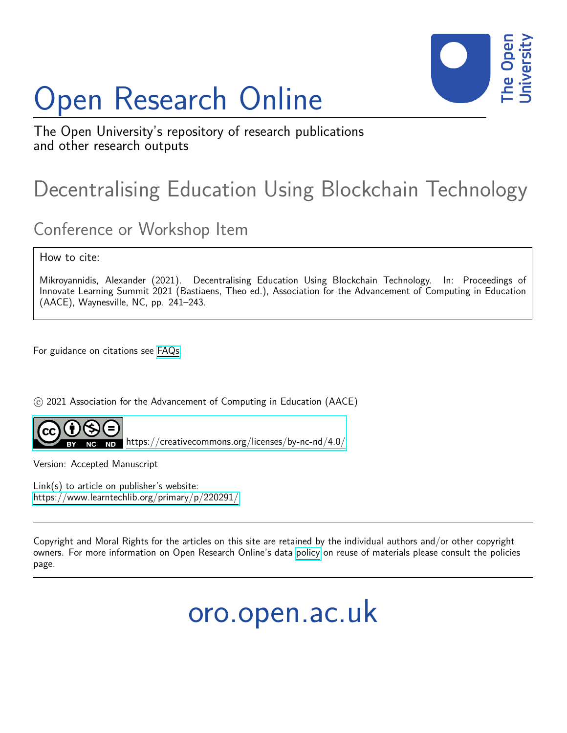# Open Research Online

The Open University's repository of research publications and other research outputs

## Decentralising Education Using Blockchain Technology

### Conference or Workshop Item

How to cite:

Mikroyannidis, Alexander (2021). Decentralising Education Using Blockchain Technology. In: Proceedings of Innovate Learning Summit 2021 (Bastiaens, Theo ed.), Association for the Advancement of Computing in Education (AACE), Waynesville, NC, pp. 241–243.

For guidance on citations see FAQs.

© 2021 Association for the Advancement of Computing in Education (AACE)

https://creativecommons.org/licenses/by-nc-nd/4.0/

Version: Accepted Manuscript

Link(s) to article on publisher's website:
https://www.learntechlib.org/primary/p/220291/

Copyright and Moral Rights for the articles on this site are retained by the individual authors and/or other copyright owners. For more information on Open Research Online's data policy on reuse of materials please consult the policies page.

oro.open.ac.uk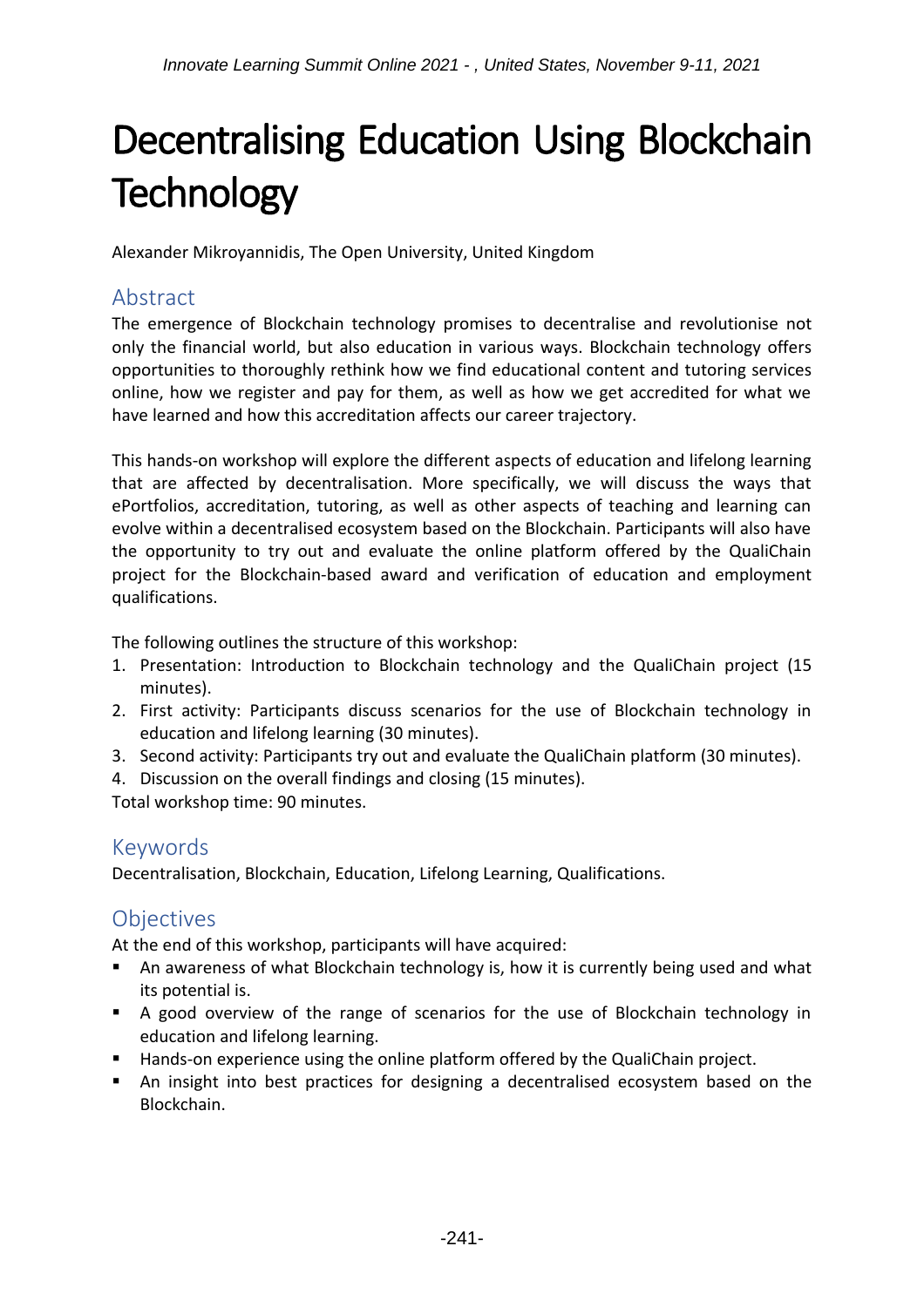# Decentralising Education Using Blockchain Technology

Alexander Mikroyannidis, The Open University, United Kingdom

## Abstract

The emergence of Blockchain technology promises to decentralise and revolutionise not only the financial world, but also education in various ways. Blockchain technology offers opportunities to thoroughly rethink how we find educational content and tutoring services online, how we register and pay for them, as well as how we get accredited for what we have learned and how this accreditation affects our career trajectory.

This hands-on workshop will explore the different aspects of education and lifelong learning that are affected by decentralisation. More specifically, we will discuss the ways that ePortfolios, accreditation, tutoring, as well as other aspects of teaching and learning can evolve within a decentralised ecosystem based on the Blockchain. Participants will also have the opportunity to try out and evaluate the online platform offered by the QualiChain project for the Blockchain-based award and verification of education and employment qualifications.

The following outlines the structure of this workshop:

1. Presentation: Introduction to Blockchain technology and the QualiChain project (15 minutes).
2. First activity: Participants discuss scenarios for the use of Blockchain technology in education and lifelong learning (30 minutes).
3. Second activity: Participants try out and evaluate the QualiChain platform (30 minutes).
4. Discussion on the overall findings and closing (15 minutes).

Total workshop time: 90 minutes.

## Keywords

Decentralisation, Blockchain, Education, Lifelong Learning, Qualifications.

## Objectives

At the end of this workshop, participants will have acquired:

- An awareness of what Blockchain technology is, how it is currently being used and what its potential is.
- A good overview of the range of scenarios for the use of Blockchain technology in education and lifelong learning.
- Hands-on experience using the online platform offered by the QualiChain project.
- An insight into best practices for designing a decentralised ecosystem based on the Blockchain.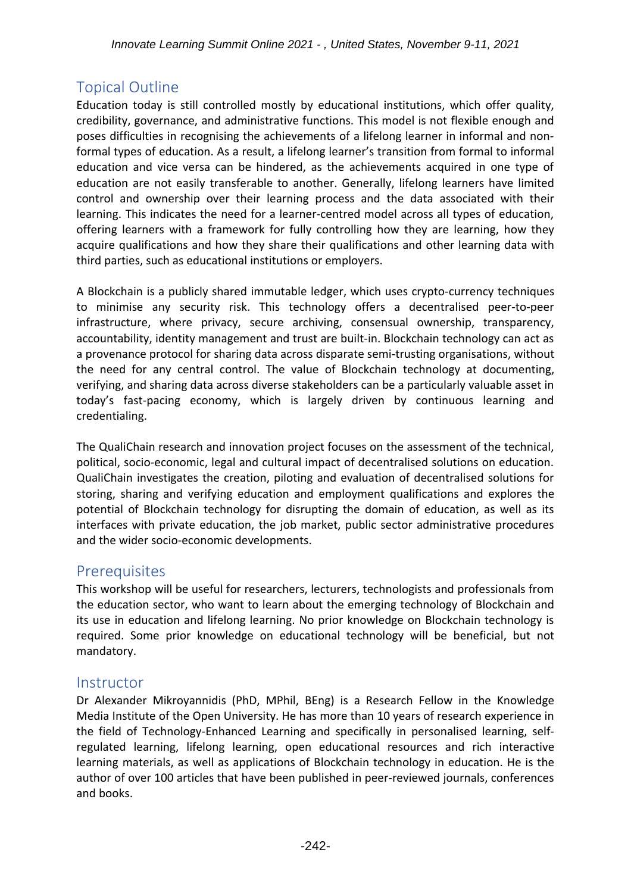## Topical Outline

Education today is still controlled mostly by educational institutions, which offer quality, credibility, governance, and administrative functions. This model is not flexible enough and poses difficulties in recognising the achievements of a lifelong learner in informal and non-formal types of education. As a result, a lifelong learner's transition from formal to informal education and vice versa can be hindered, as the achievements acquired in one type of education are not easily transferable to another. Generally, lifelong learners have limited control and ownership over their learning process and the data associated with their learning. This indicates the need for a learner-centred model across all types of education, offering learners with a framework for fully controlling how they are learning, how they acquire qualifications and how they share their qualifications and other learning data with third parties, such as educational institutions or employers.

A Blockchain is a publicly shared immutable ledger, which uses crypto-currency techniques to minimise any security risk. This technology offers a decentralised peer-to-peer infrastructure, where privacy, secure archiving, consensual ownership, transparency, accountability, identity management and trust are built-in. Blockchain technology can act as a provenance protocol for sharing data across disparate semi-trusting organisations, without the need for any central control. The value of Blockchain technology at documenting, verifying, and sharing data across diverse stakeholders can be a particularly valuable asset in today's fast-pacing economy, which is largely driven by continuous learning and credentialing.

The QualiChain research and innovation project focuses on the assessment of the technical, political, socio-economic, legal and cultural impact of decentralised solutions on education. QualiChain investigates the creation, piloting and evaluation of decentralised solutions for storing, sharing and verifying education and employment qualifications and explores the potential of Blockchain technology for disrupting the domain of education, as well as its interfaces with private education, the job market, public sector administrative procedures and the wider socio-economic developments.

## Prerequisites

This workshop will be useful for researchers, lecturers, technologists and professionals from the education sector, who want to learn about the emerging technology of Blockchain and its use in education and lifelong learning. No prior knowledge on Blockchain technology is required. Some prior knowledge on educational technology will be beneficial, but not mandatory.

## Instructor

Dr Alexander Mikroyannidis (PhD, MPhil, BEng) is a Research Fellow in the Knowledge Media Institute of the Open University. He has more than 10 years of research experience in the field of Technology-Enhanced Learning and specifically in personalised learning, self-regulated learning, lifelong learning, open educational resources and rich interactive learning materials, as well as applications of Blockchain technology in education. He is the author of over 100 articles that have been published in peer-reviewed journals, conferences and books.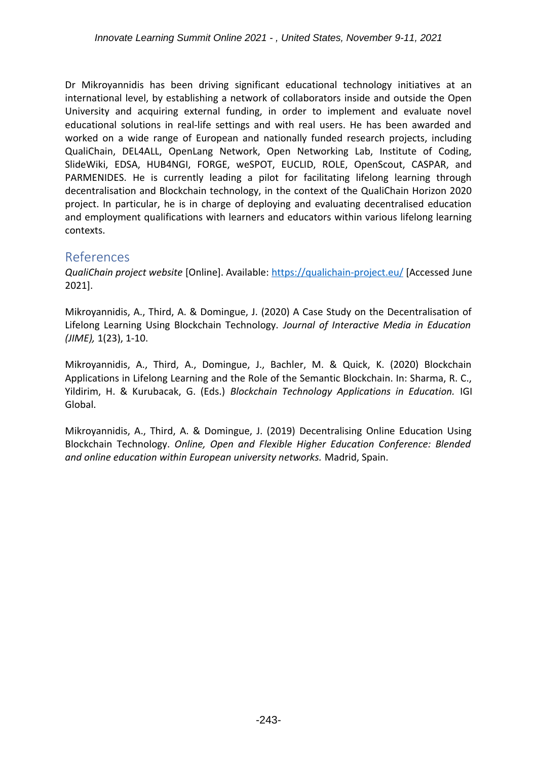Dr Mikroyannidis has been driving significant educational technology initiatives at an international level, by establishing a network of collaborators inside and outside the Open University and acquiring external funding, in order to implement and evaluate novel educational solutions in real-life settings and with real users. He has been awarded and worked on a wide range of European and nationally funded research projects, including QualiChain, DEL4ALL, OpenLang Network, Open Networking Lab, Institute of Coding, SlideWiki, EDSA, HUB4NGI, FORGE, weSPOT, EUCLID, ROLE, OpenScout, CASPAR, and PARMENIDES. He is currently leading a pilot for facilitating lifelong learning through decentralisation and Blockchain technology, in the context of the QualiChain Horizon 2020 project. In particular, he is in charge of deploying and evaluating decentralised education and employment qualifications with learners and educators within various lifelong learning contexts.

## References

*QualiChain project website* [Online]. Available: https://qualichain-project.eu/ [Accessed June 2021].

Mikroyannidis, A., Third, A. & Domingue, J. (2020) A Case Study on the Decentralisation of Lifelong Learning Using Blockchain Technology. *Journal of Interactive Media in Education (JIME),* 1(23), 1-10.

Mikroyannidis, A., Third, A., Domingue, J., Bachler, M. & Quick, K. (2020) Blockchain Applications in Lifelong Learning and the Role of the Semantic Blockchain. In: Sharma, R. C., Yildirim, H. & Kurubacak, G. (Eds.) *Blockchain Technology Applications in Education.* IGI Global.

Mikroyannidis, A., Third, A. & Domingue, J. (2019) Decentralising Online Education Using Blockchain Technology. *Online, Open and Flexible Higher Education Conference: Blended and online education within European university networks.* Madrid, Spain.